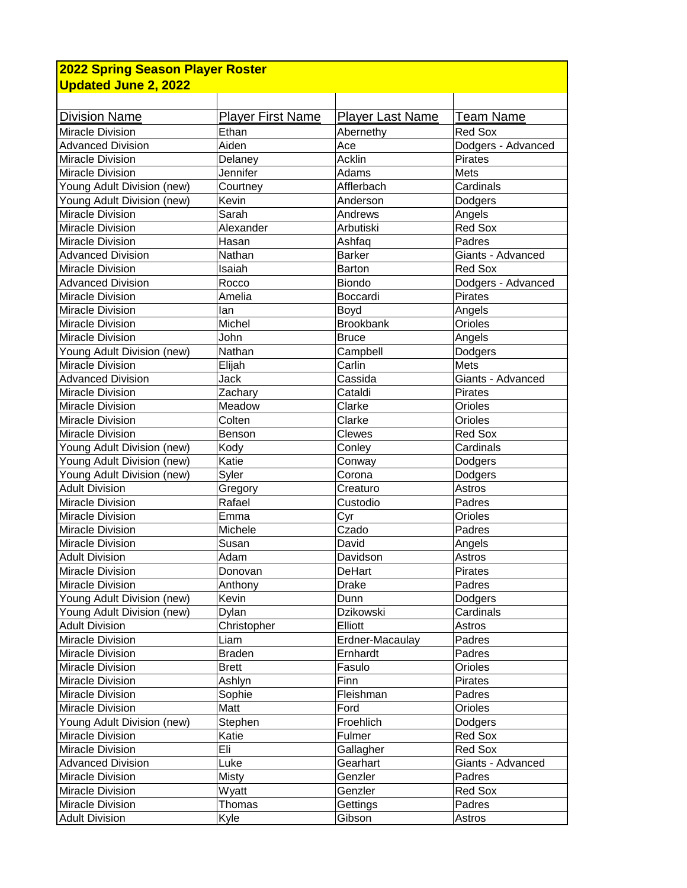**2022 Spring Season Player Roster**
**Updated June 2, 2022**

| Division Name | Player First Name | Player Last Name | Team Name |
|---|---|---|---|
| Miracle Division | Ethan | Abernethy | Red Sox |
| Advanced Division | Aiden | Ace | Dodgers - Advanced |
| Miracle Division | Delaney | Acklin | Pirates |
| Miracle Division | Jennifer | Adams | Mets |
| Young Adult Division (new) | Courtney | Afflerbach | Cardinals |
| Young Adult Division (new) | Kevin | Anderson | Dodgers |
| Miracle Division | Sarah | Andrews | Angels |
| Miracle Division | Alexander | Arbutiski | Red Sox |
| Miracle Division | Hasan | Ashfaq | Padres |
| Advanced Division | Nathan | Barker | Giants - Advanced |
| Miracle Division | Isaiah | Barton | Red Sox |
| Advanced Division | Rocco | Biondo | Dodgers - Advanced |
| Miracle Division | Amelia | Boccardi | Pirates |
| Miracle Division | Ian | Boyd | Angels |
| Miracle Division | Michel | Brookbank | Orioles |
| Miracle Division | John | Bruce | Angels |
| Young Adult Division (new) | Nathan | Campbell | Dodgers |
| Miracle Division | Elijah | Carlin | Mets |
| Advanced Division | Jack | Cassida | Giants - Advanced |
| Miracle Division | Zachary | Cataldi | Pirates |
| Miracle Division | Meadow | Clarke | Orioles |
| Miracle Division | Colten | Clarke | Orioles |
| Miracle Division | Benson | Clewes | Red Sox |
| Young Adult Division (new) | Kody | Conley | Cardinals |
| Young Adult Division (new) | Katie | Conway | Dodgers |
| Young Adult Division (new) | Syler | Corona | Dodgers |
| Adult Division | Gregory | Creaturo | Astros |
| Miracle Division | Rafael | Custodio | Padres |
| Miracle Division | Emma | Cyr | Orioles |
| Miracle Division | Michele | Czado | Padres |
| Miracle Division | Susan | David | Angels |
| Adult Division | Adam | Davidson | Astros |
| Miracle Division | Donovan | DeHart | Pirates |
| Miracle Division | Anthony | Drake | Padres |
| Young Adult Division (new) | Kevin | Dunn | Dodgers |
| Young Adult Division (new) | Dylan | Dzikowski | Cardinals |
| Adult Division | Christopher | Elliott | Astros |
| Miracle Division | Liam | Erdner-Macaulay | Padres |
| Miracle Division | Braden | Ernhardt | Padres |
| Miracle Division | Brett | Fasulo | Orioles |
| Miracle Division | Ashlyn | Finn | Pirates |
| Miracle Division | Sophie | Fleishman | Padres |
| Miracle Division | Matt | Ford | Orioles |
| Young Adult Division (new) | Stephen | Froehlich | Dodgers |
| Miracle Division | Katie | Fulmer | Red Sox |
| Miracle Division | Eli | Gallagher | Red Sox |
| Advanced Division | Luke | Gearhart | Giants - Advanced |
| Miracle Division | Misty | Genzler | Padres |
| Miracle Division | Wyatt | Genzler | Red Sox |
| Miracle Division | Thomas | Gettings | Padres |
| Adult Division | Kyle | Gibson | Astros |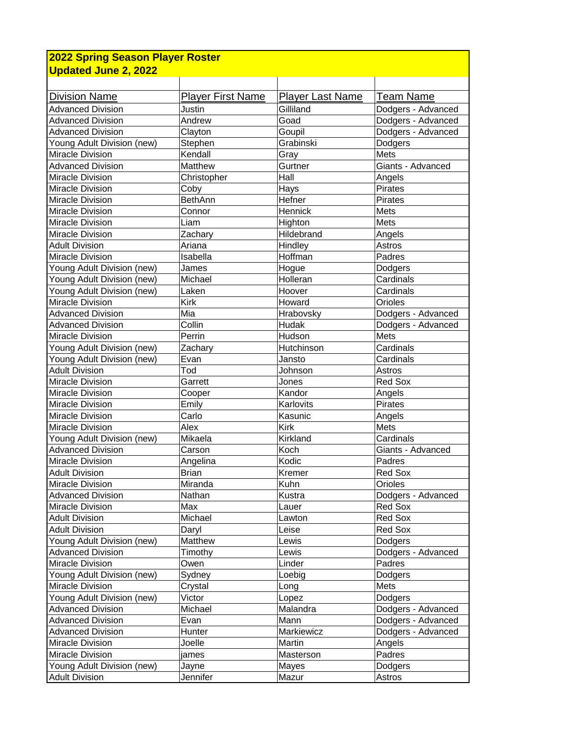**2022 Spring Season Player Roster**
**Updated June 2, 2022**

| Division Name | Player First Name | Player Last Name | Team Name |
|---|---|---|---|
| Advanced Division | Justin | Gilliland | Dodgers - Advanced |
| Advanced Division | Andrew | Goad | Dodgers - Advanced |
| Advanced Division | Clayton | Goupil | Dodgers - Advanced |
| Young Adult Division (new) | Stephen | Grabinski | Dodgers |
| Miracle Division | Kendall | Gray | Mets |
| Advanced Division | Matthew | Gurtner | Giants - Advanced |
| Miracle Division | Christopher | Hall | Angels |
| Miracle Division | Coby | Hays | Pirates |
| Miracle Division | BethAnn | Hefner | Pirates |
| Miracle Division | Connor | Hennick | Mets |
| Miracle Division | Liam | Highton | Mets |
| Miracle Division | Zachary | Hildebrand | Angels |
| Adult Division | Ariana | Hindley | Astros |
| Miracle Division | Isabella | Hoffman | Padres |
| Young Adult Division (new) | James | Hogue | Dodgers |
| Young Adult Division (new) | Michael | Holleran | Cardinals |
| Young Adult Division (new) | Laken | Hoover | Cardinals |
| Miracle Division | Kirk | Howard | Orioles |
| Advanced Division | Mia | Hrabovsky | Dodgers - Advanced |
| Advanced Division | Collin | Hudak | Dodgers - Advanced |
| Miracle Division | Perrin | Hudson | Mets |
| Young Adult Division (new) | Zachary | Hutchinson | Cardinals |
| Young Adult Division (new) | Evan | Jansto | Cardinals |
| Adult Division | Tod | Johnson | Astros |
| Miracle Division | Garrett | Jones | Red Sox |
| Miracle Division | Cooper | Kandor | Angels |
| Miracle Division | Emily | Karlovits | Pirates |
| Miracle Division | Carlo | Kasunic | Angels |
| Miracle Division | Alex | Kirk | Mets |
| Young Adult Division (new) | Mikaela | Kirkland | Cardinals |
| Advanced Division | Carson | Koch | Giants - Advanced |
| Miracle Division | Angelina | Kodic | Padres |
| Adult Division | Brian | Kremer | Red Sox |
| Miracle Division | Miranda | Kuhn | Orioles |
| Advanced Division | Nathan | Kustra | Dodgers - Advanced |
| Miracle Division | Max | Lauer | Red Sox |
| Adult Division | Michael | Lawton | Red Sox |
| Adult Division | Daryl | Leise | Red Sox |
| Young Adult Division (new) | Matthew | Lewis | Dodgers |
| Advanced Division | Timothy | Lewis | Dodgers - Advanced |
| Miracle Division | Owen | Linder | Padres |
| Young Adult Division (new) | Sydney | Loebig | Dodgers |
| Miracle Division | Crystal | Long | Mets |
| Young Adult Division (new) | Victor | Lopez | Dodgers |
| Advanced Division | Michael | Malandra | Dodgers - Advanced |
| Advanced Division | Evan | Mann | Dodgers - Advanced |
| Advanced Division | Hunter | Markiewicz | Dodgers - Advanced |
| Miracle Division | Joelle | Martin | Angels |
| Miracle Division | james | Masterson | Padres |
| Young Adult Division (new) | Jayne | Mayes | Dodgers |
| Adult Division | Jennifer | Mazur | Astros |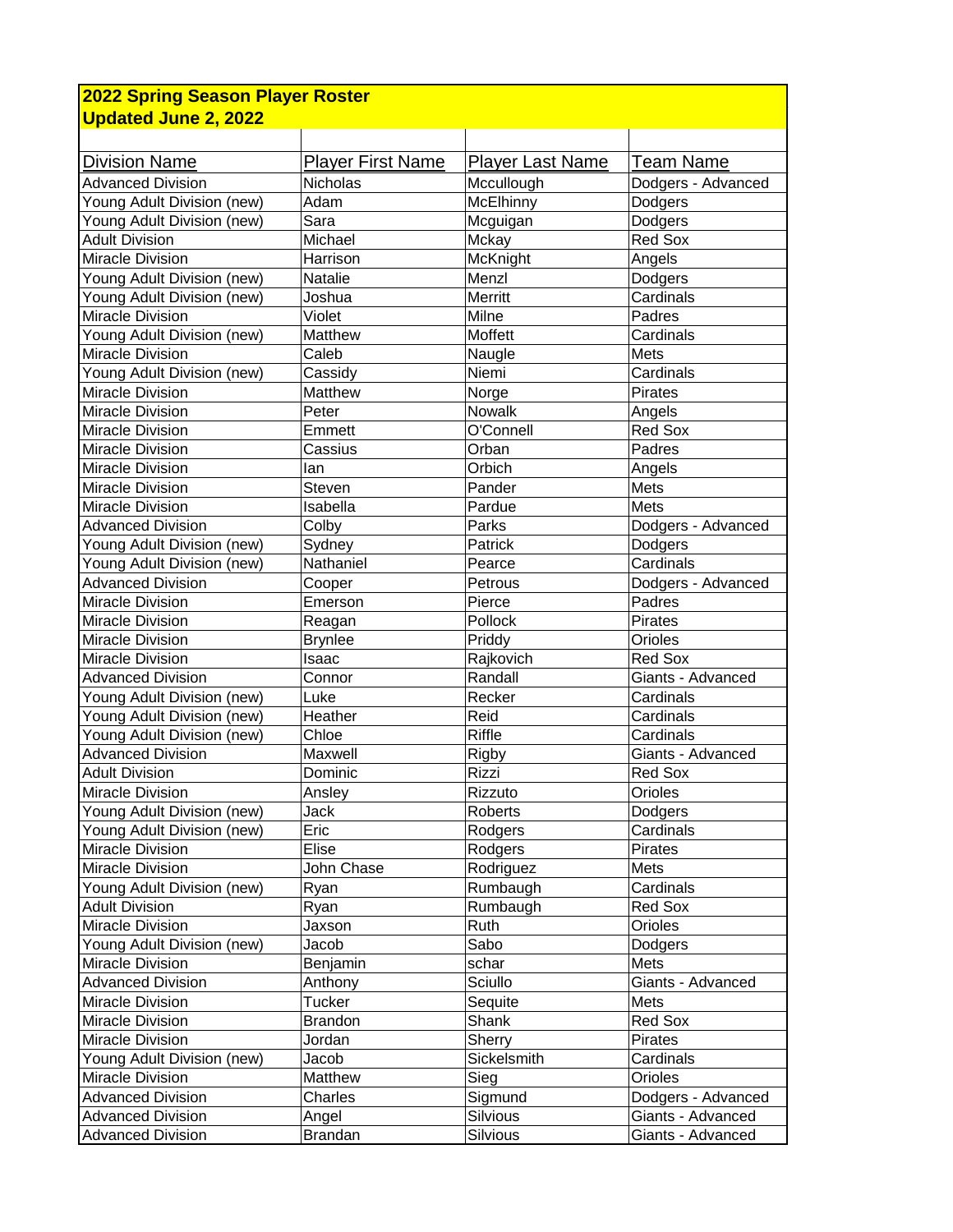**2022 Spring Season Player Roster**
**Updated June 2, 2022**

| Division Name | Player First Name | Player Last Name | Team Name |
|---|---|---|---|
| Advanced Division | Nicholas | Mccullough | Dodgers - Advanced |
| Young Adult Division (new) | Adam | McElhinny | Dodgers |
| Young Adult Division (new) | Sara | Mcguigan | Dodgers |
| Adult Division | Michael | Mckay | Red Sox |
| Miracle Division | Harrison | McKnight | Angels |
| Young Adult Division (new) | Natalie | Menzl | Dodgers |
| Young Adult Division (new) | Joshua | Merritt | Cardinals |
| Miracle Division | Violet | Milne | Padres |
| Young Adult Division (new) | Matthew | Moffett | Cardinals |
| Miracle Division | Caleb | Naugle | Mets |
| Young Adult Division (new) | Cassidy | Niemi | Cardinals |
| Miracle Division | Matthew | Norge | Pirates |
| Miracle Division | Peter | Nowalk | Angels |
| Miracle Division | Emmett | O'Connell | Red Sox |
| Miracle Division | Cassius | Orban | Padres |
| Miracle Division | Ian | Orbich | Angels |
| Miracle Division | Steven | Pander | Mets |
| Miracle Division | Isabella | Pardue | Mets |
| Advanced Division | Colby | Parks | Dodgers - Advanced |
| Young Adult Division (new) | Sydney | Patrick | Dodgers |
| Young Adult Division (new) | Nathaniel | Pearce | Cardinals |
| Advanced Division | Cooper | Petrous | Dodgers - Advanced |
| Miracle Division | Emerson | Pierce | Padres |
| Miracle Division | Reagan | Pollock | Pirates |
| Miracle Division | Brynlee | Priddy | Orioles |
| Miracle Division | Isaac | Rajkovich | Red Sox |
| Advanced Division | Connor | Randall | Giants - Advanced |
| Young Adult Division (new) | Luke | Recker | Cardinals |
| Young Adult Division (new) | Heather | Reid | Cardinals |
| Young Adult Division (new) | Chloe | Riffle | Cardinals |
| Advanced Division | Maxwell | Rigby | Giants - Advanced |
| Adult Division | Dominic | Rizzi | Red Sox |
| Miracle Division | Ansley | Rizzuto | Orioles |
| Young Adult Division (new) | Jack | Roberts | Dodgers |
| Young Adult Division (new) | Eric | Rodgers | Cardinals |
| Miracle Division | Elise | Rodgers | Pirates |
| Miracle Division | John Chase | Rodriguez | Mets |
| Young Adult Division (new) | Ryan | Rumbaugh | Cardinals |
| Adult Division | Ryan | Rumbaugh | Red Sox |
| Miracle Division | Jaxson | Ruth | Orioles |
| Young Adult Division (new) | Jacob | Sabo | Dodgers |
| Miracle Division | Benjamin | schar | Mets |
| Advanced Division | Anthony | Sciullo | Giants - Advanced |
| Miracle Division | Tucker | Sequite | Mets |
| Miracle Division | Brandon | Shank | Red Sox |
| Miracle Division | Jordan | Sherry | Pirates |
| Young Adult Division (new) | Jacob | Sickelsmith | Cardinals |
| Miracle Division | Matthew | Sieg | Orioles |
| Advanced Division | Charles | Sigmund | Dodgers - Advanced |
| Advanced Division | Angel | Silvious | Giants - Advanced |
| Advanced Division | Brandan | Silvious | Giants - Advanced |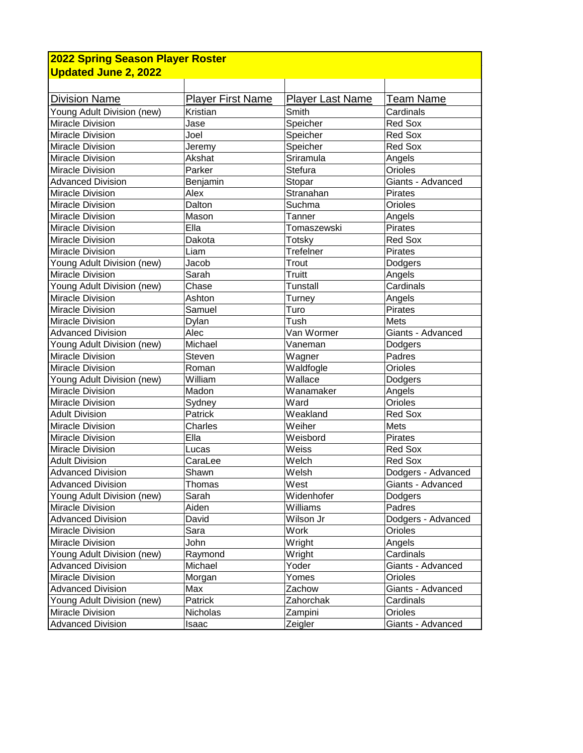**2022 Spring Season Player Roster**
**Updated June 2, 2022**

| Division Name | Player First Name | Player Last Name | Team Name |
|---|---|---|---|
| Young Adult Division (new) | Kristian | Smith | Cardinals |
| Miracle Division | Jase | Speicher | Red Sox |
| Miracle Division | Joel | Speicher | Red Sox |
| Miracle Division | Jeremy | Speicher | Red Sox |
| Miracle Division | Akshat | Sriramula | Angels |
| Miracle Division | Parker | Stefura | Orioles |
| Advanced Division | Benjamin | Stopar | Giants - Advanced |
| Miracle Division | Alex | Stranahan | Pirates |
| Miracle Division | Dalton | Suchma | Orioles |
| Miracle Division | Mason | Tanner | Angels |
| Miracle Division | Ella | Tomaszewski | Pirates |
| Miracle Division | Dakota | Totsky | Red Sox |
| Miracle Division | Liam | Trefelner | Pirates |
| Young Adult Division (new) | Jacob | Trout | Dodgers |
| Miracle Division | Sarah | Truitt | Angels |
| Young Adult Division (new) | Chase | Tunstall | Cardinals |
| Miracle Division | Ashton | Turney | Angels |
| Miracle Division | Samuel | Turo | Pirates |
| Miracle Division | Dylan | Tush | Mets |
| Advanced Division | Alec | Van Wormer | Giants - Advanced |
| Young Adult Division (new) | Michael | Vaneman | Dodgers |
| Miracle Division | Steven | Wagner | Padres |
| Miracle Division | Roman | Waldfogle | Orioles |
| Young Adult Division (new) | William | Wallace | Dodgers |
| Miracle Division | Madon | Wanamaker | Angels |
| Miracle Division | Sydney | Ward | Orioles |
| Adult Division | Patrick | Weakland | Red Sox |
| Miracle Division | Charles | Weiher | Mets |
| Miracle Division | Ella | Weisbord | Pirates |
| Miracle Division | Lucas | Weiss | Red Sox |
| Adult Division | CaraLee | Welch | Red Sox |
| Advanced Division | Shawn | Welsh | Dodgers - Advanced |
| Advanced Division | Thomas | West | Giants - Advanced |
| Young Adult Division (new) | Sarah | Widenhofer | Dodgers |
| Miracle Division | Aiden | Williams | Padres |
| Advanced Division | David | Wilson Jr | Dodgers - Advanced |
| Miracle Division | Sara | Work | Orioles |
| Miracle Division | John | Wright | Angels |
| Young Adult Division (new) | Raymond | Wright | Cardinals |
| Advanced Division | Michael | Yoder | Giants - Advanced |
| Miracle Division | Morgan | Yomes | Orioles |
| Advanced Division | Max | Zachow | Giants - Advanced |
| Young Adult Division (new) | Patrick | Zahorchak | Cardinals |
| Miracle Division | Nicholas | Zampini | Orioles |
| Advanced Division | Isaac | Zeigler | Giants - Advanced |